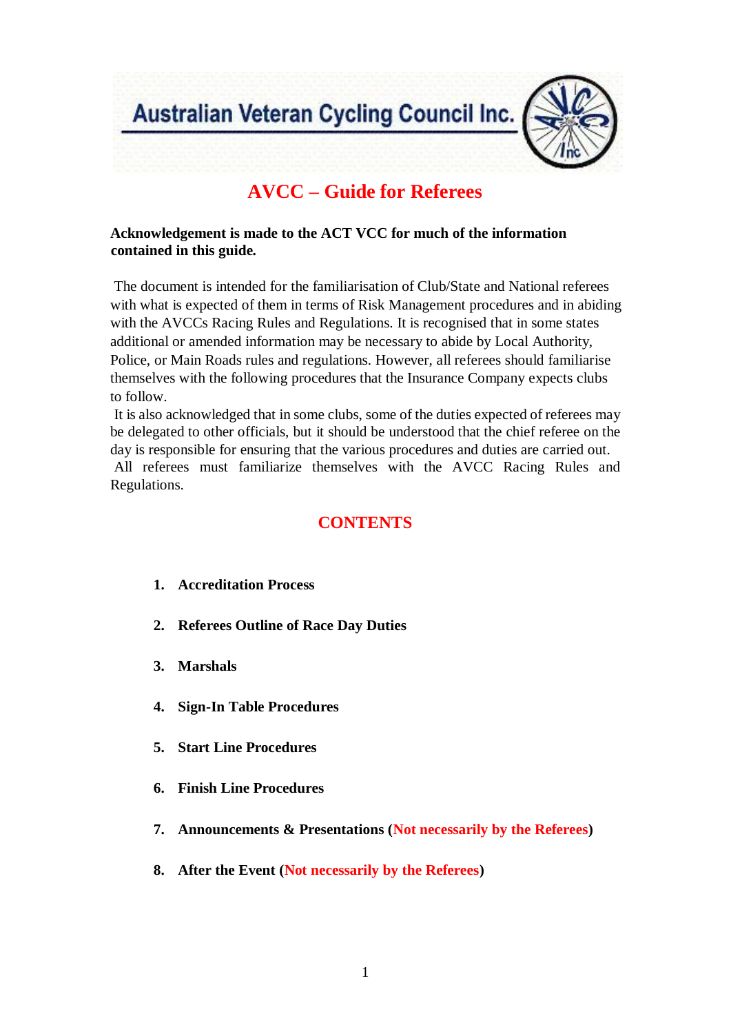Australian Veteran Cycling Council Inc.

# AVCC – Guide for Referees

**Acknowledgement is made to the ACT VCC for much of the information contained in this guide.**

The document is intended for the familiarisation of Club/State and National referees with what is expected of them in terms of Risk Management procedures and in abiding with the AVCCs Racing Rules and Regulations. It is recognised that in some states additional or amended information may be necessary to abide by Local Authority, Police, or Main Roads rules and regulations. However, all referees should familiarise themselves with the following procedures that the Insurance Company expects clubs to follow.

It is also acknowledged that in some clubs, some of the duties expected of referees may be delegated to other officials, but it should be understood that the chief referee on the day is responsible for ensuring that the various procedures and duties are carried out.

All referees must familiarize themselves with the AVCC Racing Rules and Regulations.

## CONTENTS

1. **Accreditation Process**
2. **Referees Outline of Race Day Duties**
3. **Marshals**
4. **Sign-In Table Procedures**
5. **Start Line Procedures**
6. **Finish Line Procedures**
7. **Announcements & Presentations (Not necessarily by the Referees)**
8. **After the Event (Not necessarily by the Referees)**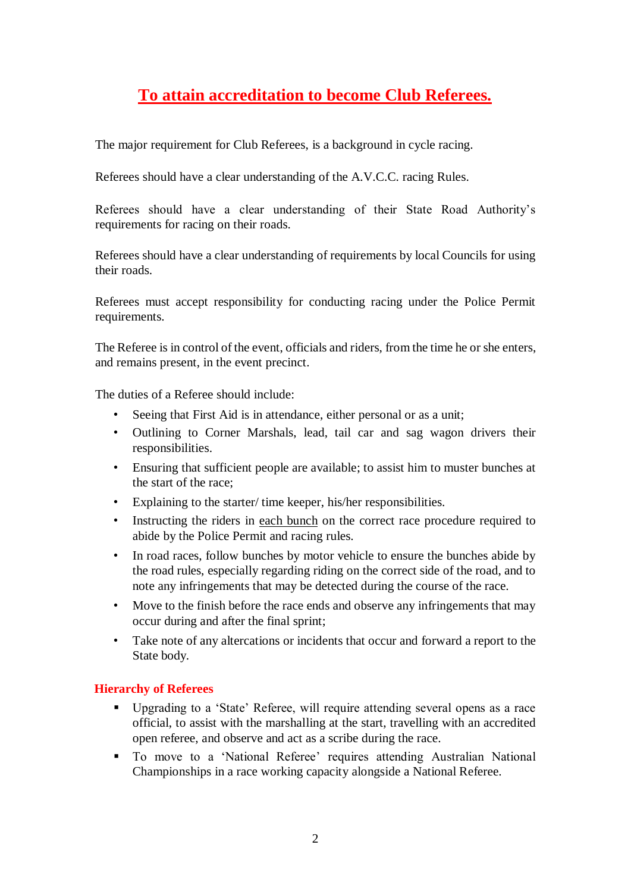# To attain accreditation to become Club Referees.

The major requirement for Club Referees, is a background in cycle racing.

Referees should have a clear understanding of the A.V.C.C. racing Rules.

Referees should have a clear understanding of their State Road Authority's requirements for racing on their roads.

Referees should have a clear understanding of requirements by local Councils for using their roads.

Referees must accept responsibility for conducting racing under the Police Permit requirements.

The Referee is in control of the event, officials and riders, from the time he or she enters, and remains present, in the event precinct.

The duties of a Referee should include:

- Seeing that First Aid is in attendance, either personal or as a unit;
- Outlining to Corner Marshals, lead, tail car and sag wagon drivers their responsibilities.
- Ensuring that sufficient people are available; to assist him to muster bunches at the start of the race;
- Explaining to the starter/ time keeper, his/her responsibilities.
- Instructing the riders in <u>each bunch</u> on the correct race procedure required to abide by the Police Permit and racing rules.
- In road races, follow bunches by motor vehicle to ensure the bunches abide by the road rules, especially regarding riding on the correct side of the road, and to note any infringements that may be detected during the course of the race.
- Move to the finish before the race ends and observe any infringements that may occur during and after the final sprint;
- Take note of any altercations or incidents that occur and forward a report to the State body.

### Hierarchy of Referees

- Upgrading to a 'State' Referee, will require attending several opens as a race official, to assist with the marshalling at the start, travelling with an accredited open referee, and observe and act as a scribe during the race.
- To move to a 'National Referee' requires attending Australian National Championships in a race working capacity alongside a National Referee.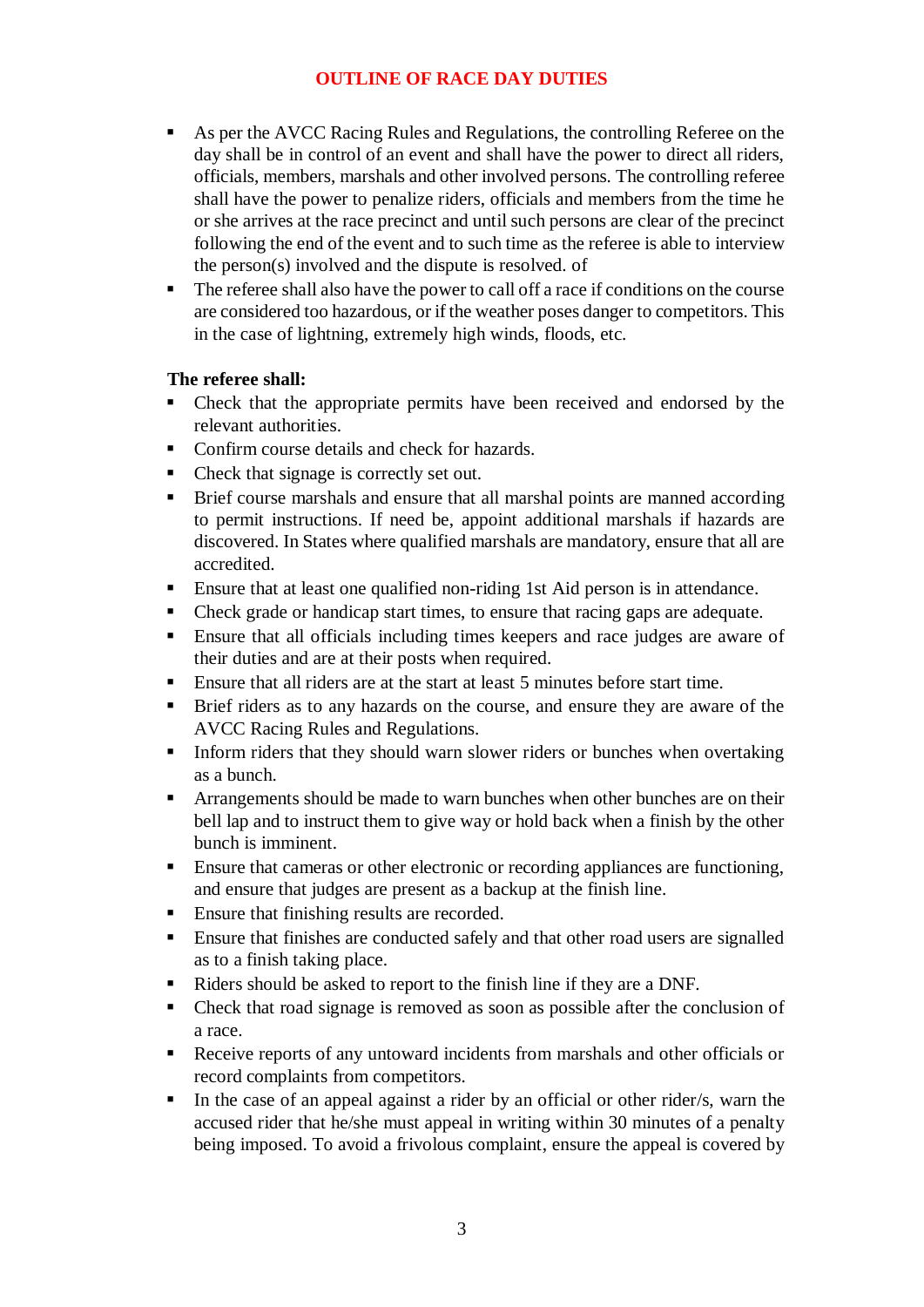# OUTLINE OF RACE DAY DUTIES

- As per the AVCC Racing Rules and Regulations, the controlling Referee on the day shall be in control of an event and shall have the power to direct all riders, officials, members, marshals and other involved persons. The controlling referee shall have the power to penalize riders, officials and members from the time he or she arrives at the race precinct and until such persons are clear of the precinct following the end of the event and to such time as the referee is able to interview the person(s) involved and the dispute is resolved. of
- The referee shall also have the power to call off a race if conditions on the course are considered too hazardous, or if the weather poses danger to competitors. This in the case of lightning, extremely high winds, floods, etc.

**The referee shall:**

- Check that the appropriate permits have been received and endorsed by the relevant authorities.
- Confirm course details and check for hazards.
- Check that signage is correctly set out.
- Brief course marshals and ensure that all marshal points are manned according to permit instructions. If need be, appoint additional marshals if hazards are discovered. In States where qualified marshals are mandatory, ensure that all are accredited.
- Ensure that at least one qualified non-riding 1st Aid person is in attendance.
- Check grade or handicap start times, to ensure that racing gaps are adequate.
- Ensure that all officials including times keepers and race judges are aware of their duties and are at their posts when required.
- Ensure that all riders are at the start at least 5 minutes before start time.
- Brief riders as to any hazards on the course, and ensure they are aware of the AVCC Racing Rules and Regulations.
- Inform riders that they should warn slower riders or bunches when overtaking as a bunch.
- Arrangements should be made to warn bunches when other bunches are on their bell lap and to instruct them to give way or hold back when a finish by the other bunch is imminent.
- Ensure that cameras or other electronic or recording appliances are functioning, and ensure that judges are present as a backup at the finish line.
- Ensure that finishing results are recorded.
- Ensure that finishes are conducted safely and that other road users are signalled as to a finish taking place.
- Riders should be asked to report to the finish line if they are a DNF.
- Check that road signage is removed as soon as possible after the conclusion of a race.
- Receive reports of any untoward incidents from marshals and other officials or record complaints from competitors.
- In the case of an appeal against a rider by an official or other rider/s, warn the accused rider that he/she must appeal in writing within 30 minutes of a penalty being imposed. To avoid a frivolous complaint, ensure the appeal is covered by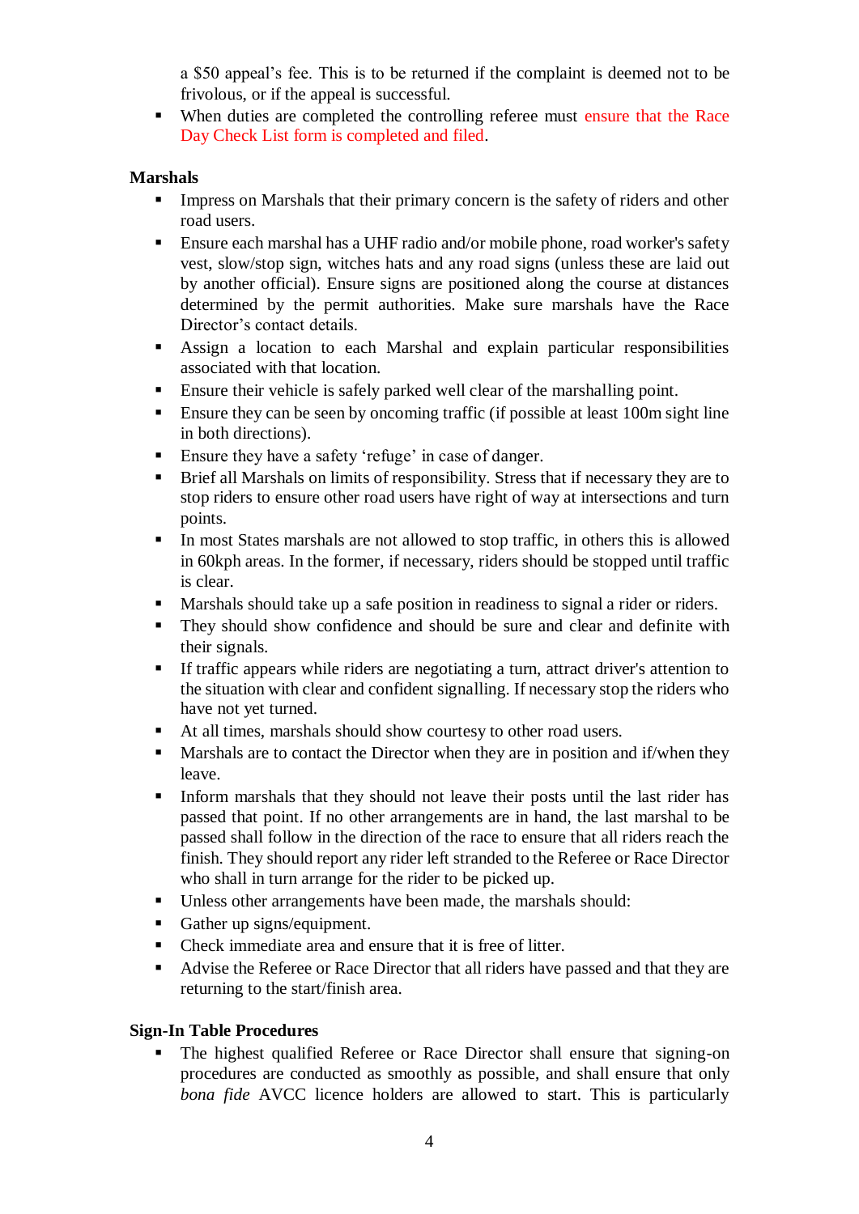a $50 appeal's fee. This is to be returned if the complaint is deemed not to be frivolous, or if the appeal is successful.

- When duties are completed the controlling referee must ensure that the Race Day Check List form is completed and filed.

**Marshals**

- Impress on Marshals that their primary concern is the safety of riders and other road users.
- Ensure each marshal has a UHF radio and/or mobile phone, road worker's safety vest, slow/stop sign, witches hats and any road signs (unless these are laid out by another official). Ensure signs are positioned along the course at distances determined by the permit authorities. Make sure marshals have the Race Director's contact details.
- Assign a location to each Marshal and explain particular responsibilities associated with that location.
- Ensure their vehicle is safely parked well clear of the marshalling point.
- Ensure they can be seen by oncoming traffic (if possible at least 100m sight line in both directions).
- Ensure they have a safety 'refuge' in case of danger.
- Brief all Marshals on limits of responsibility. Stress that if necessary they are to stop riders to ensure other road users have right of way at intersections and turn points.
- In most States marshals are not allowed to stop traffic, in others this is allowed in 60kph areas. In the former, if necessary, riders should be stopped until traffic is clear.
- Marshals should take up a safe position in readiness to signal a rider or riders.
- They should show confidence and should be sure and clear and definite with their signals.
- If traffic appears while riders are negotiating a turn, attract driver's attention to the situation with clear and confident signalling. If necessary stop the riders who have not yet turned.
- At all times, marshals should show courtesy to other road users.
- Marshals are to contact the Director when they are in position and if/when they leave.
- Inform marshals that they should not leave their posts until the last rider has passed that point. If no other arrangements are in hand, the last marshal to be passed shall follow in the direction of the race to ensure that all riders reach the finish. They should report any rider left stranded to the Referee or Race Director who shall in turn arrange for the rider to be picked up.
- Unless other arrangements have been made, the marshals should:
- Gather up signs/equipment.
- Check immediate area and ensure that it is free of litter.
- Advise the Referee or Race Director that all riders have passed and that they are returning to the start/finish area.

**Sign-In Table Procedures**

- The highest qualified Referee or Race Director shall ensure that signing-on procedures are conducted as smoothly as possible, and shall ensure that only *bona fide* AVCC licence holders are allowed to start. This is particularly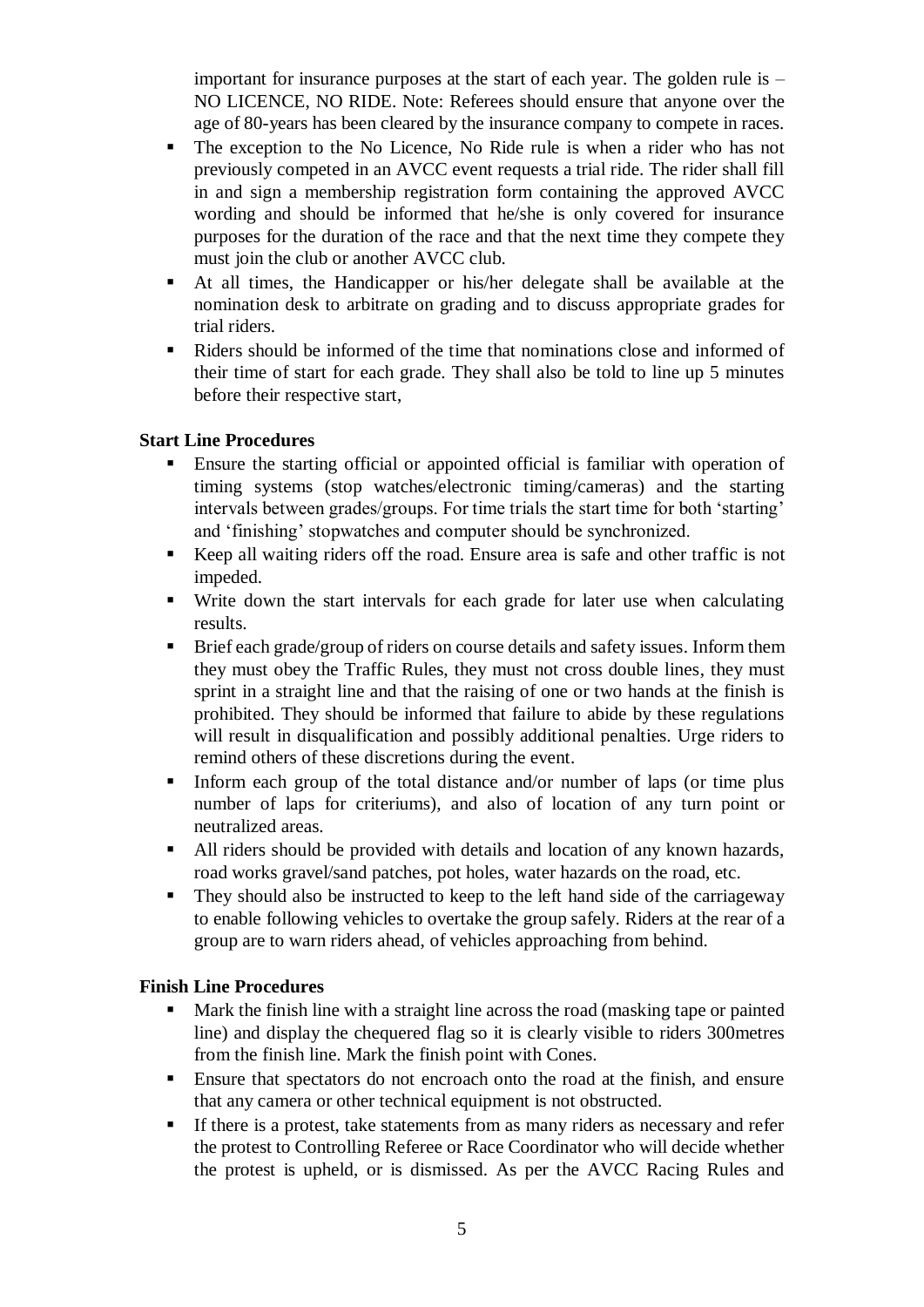important for insurance purposes at the start of each year. The golden rule is – NO LICENCE, NO RIDE. Note: Referees should ensure that anyone over the age of 80-years has been cleared by the insurance company to compete in races.

- The exception to the No Licence, No Ride rule is when a rider who has not previously competed in an AVCC event requests a trial ride. The rider shall fill in and sign a membership registration form containing the approved AVCC wording and should be informed that he/she is only covered for insurance purposes for the duration of the race and that the next time they compete they must join the club or another AVCC club.
- At all times, the Handicapper or his/her delegate shall be available at the nomination desk to arbitrate on grading and to discuss appropriate grades for trial riders.
- Riders should be informed of the time that nominations close and informed of their time of start for each grade. They shall also be told to line up 5 minutes before their respective start,

**Start Line Procedures**

- Ensure the starting official or appointed official is familiar with operation of timing systems (stop watches/electronic timing/cameras) and the starting intervals between grades/groups. For time trials the start time for both 'starting' and 'finishing' stopwatches and computer should be synchronized.
- Keep all waiting riders off the road. Ensure area is safe and other traffic is not impeded.
- Write down the start intervals for each grade for later use when calculating results.
- Brief each grade/group of riders on course details and safety issues. Inform them they must obey the Traffic Rules, they must not cross double lines, they must sprint in a straight line and that the raising of one or two hands at the finish is prohibited. They should be informed that failure to abide by these regulations will result in disqualification and possibly additional penalties. Urge riders to remind others of these discretions during the event.
- Inform each group of the total distance and/or number of laps (or time plus number of laps for criteriums), and also of location of any turn point or neutralized areas.
- All riders should be provided with details and location of any known hazards, road works gravel/sand patches, pot holes, water hazards on the road, etc.
- They should also be instructed to keep to the left hand side of the carriageway to enable following vehicles to overtake the group safely. Riders at the rear of a group are to warn riders ahead, of vehicles approaching from behind.

**Finish Line Procedures**

- Mark the finish line with a straight line across the road (masking tape or painted line) and display the chequered flag so it is clearly visible to riders 300metres from the finish line. Mark the finish point with Cones.
- Ensure that spectators do not encroach onto the road at the finish, and ensure that any camera or other technical equipment is not obstructed.
- If there is a protest, take statements from as many riders as necessary and refer the protest to Controlling Referee or Race Coordinator who will decide whether the protest is upheld, or is dismissed. As per the AVCC Racing Rules and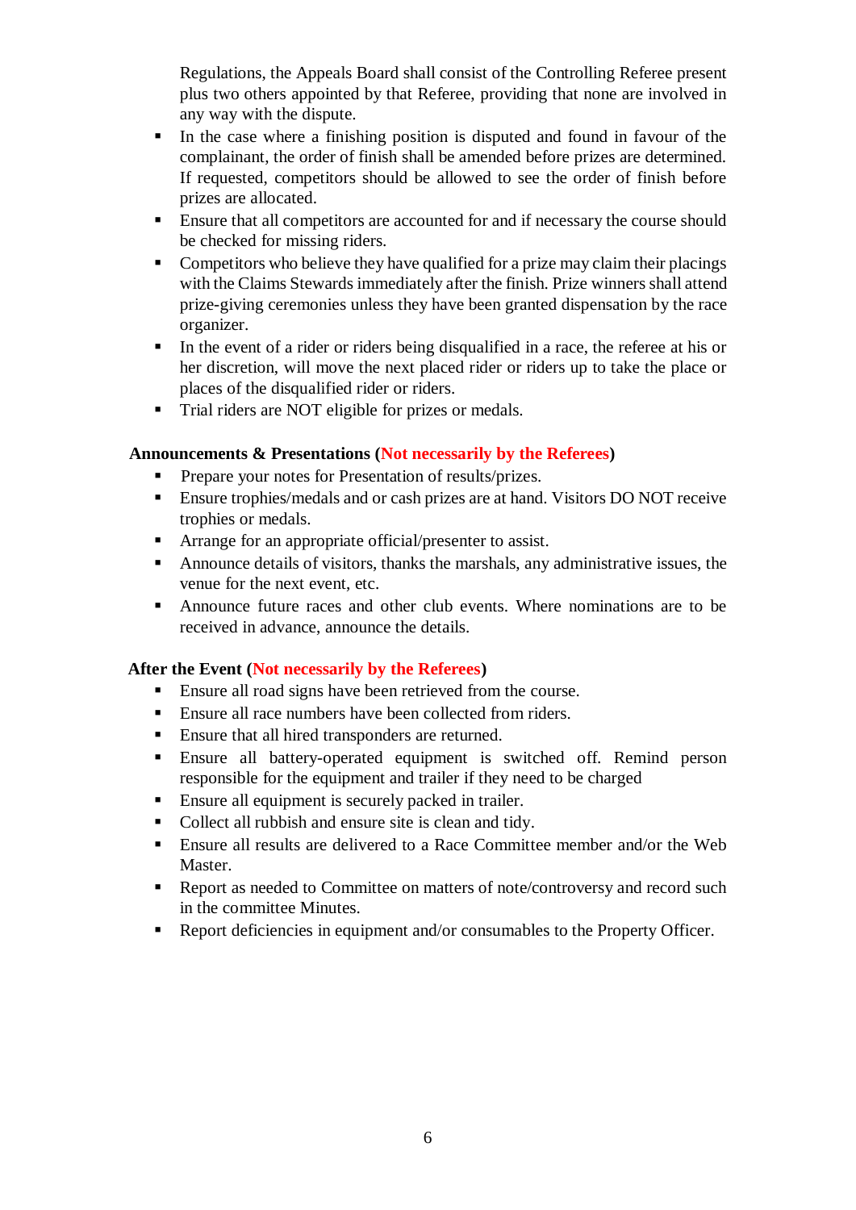Regulations, the Appeals Board shall consist of the Controlling Referee present plus two others appointed by that Referee, providing that none are involved in any way with the dispute.

- In the case where a finishing position is disputed and found in favour of the complainant, the order of finish shall be amended before prizes are determined. If requested, competitors should be allowed to see the order of finish before prizes are allocated.
- Ensure that all competitors are accounted for and if necessary the course should be checked for missing riders.
- Competitors who believe they have qualified for a prize may claim their placings with the Claims Stewards immediately after the finish. Prize winners shall attend prize-giving ceremonies unless they have been granted dispensation by the race organizer.
- In the event of a rider or riders being disqualified in a race, the referee at his or her discretion, will move the next placed rider or riders up to take the place or places of the disqualified rider or riders.
- Trial riders are NOT eligible for prizes or medals.

**Announcements & Presentations (Not necessarily by the Referees)**

- Prepare your notes for Presentation of results/prizes.
- Ensure trophies/medals and or cash prizes are at hand. Visitors DO NOT receive trophies or medals.
- Arrange for an appropriate official/presenter to assist.
- Announce details of visitors, thanks the marshals, any administrative issues, the venue for the next event, etc.
- Announce future races and other club events. Where nominations are to be received in advance, announce the details.

**After the Event (Not necessarily by the Referees)**

- Ensure all road signs have been retrieved from the course.
- Ensure all race numbers have been collected from riders.
- Ensure that all hired transponders are returned.
- Ensure all battery-operated equipment is switched off. Remind person responsible for the equipment and trailer if they need to be charged
- Ensure all equipment is securely packed in trailer.
- Collect all rubbish and ensure site is clean and tidy.
- Ensure all results are delivered to a Race Committee member and/or the Web Master.
- Report as needed to Committee on matters of note/controversy and record such in the committee Minutes.
- Report deficiencies in equipment and/or consumables to the Property Officer.